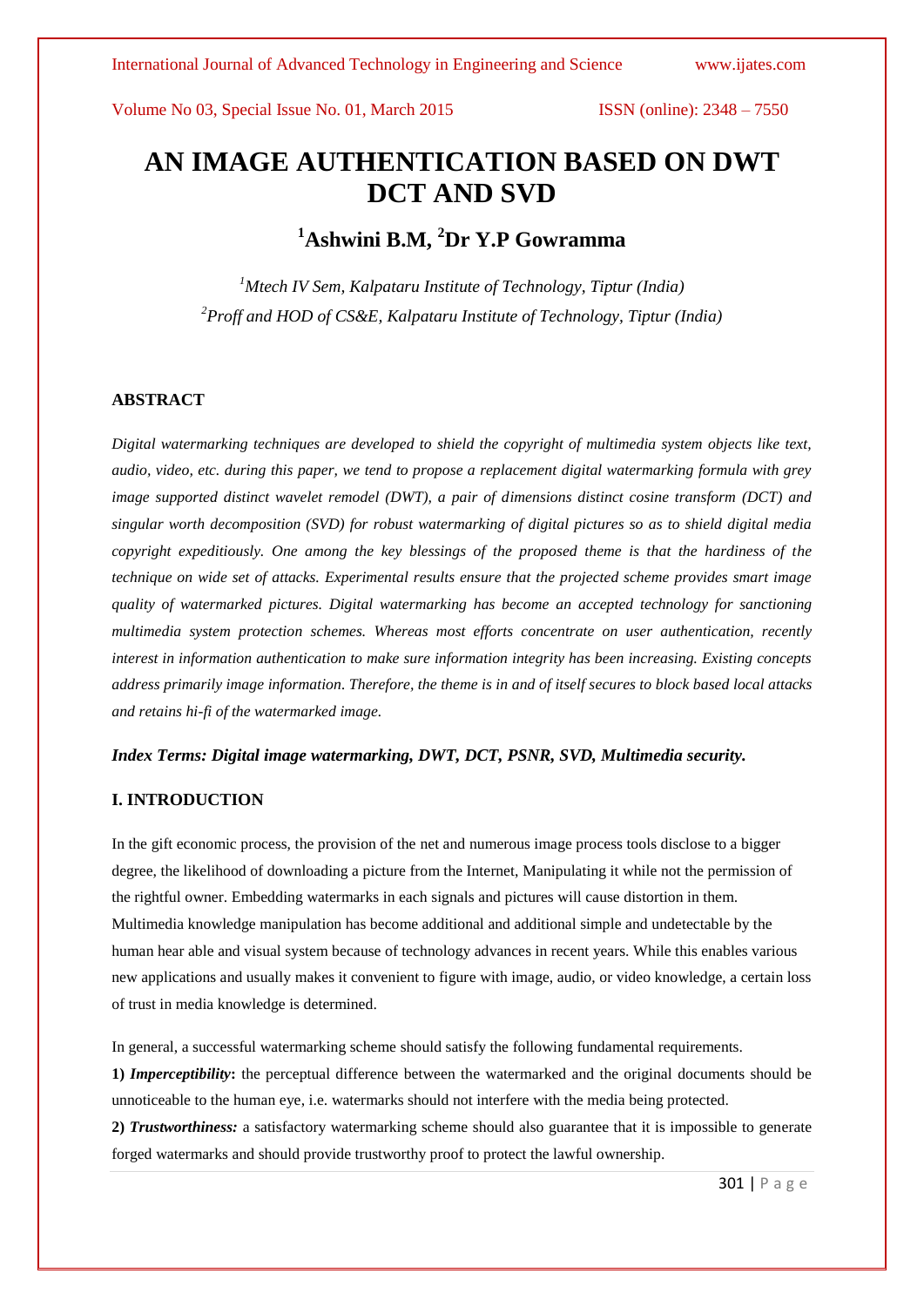# AN IMAGE AUTHENTICATION BASED ON DWT DCT AND SVD

## [1]Ashwini B.M, [2]Dr Y.P Gowramma

*[1]Mtech IV Sem, Kalpataru Institute of Technology, Tiptur (India)*
*[2]Proff and HOD of CS&E, Kalpataru Institute of Technology, Tiptur (India)*

### ABSTRACT

*Digital watermarking techniques are developed to shield the copyright of multimedia system objects like text, audio, video, etc. during this paper, we tend to propose a replacement digital watermarking formula with grey image supported distinct wavelet remodel (DWT), a pair of dimensions distinct cosine transform (DCT) and singular worth decomposition (SVD) for robust watermarking of digital pictures so as to shield digital media copyright expeditiously. One among the key blessings of the proposed theme is that the hardiness of the technique on wide set of attacks. Experimental results ensure that the projected scheme provides smart image quality of watermarked pictures. Digital watermarking has become an accepted technology for sanctioning multimedia system protection schemes. Whereas most efforts concentrate on user authentication, recently interest in information authentication to make sure information integrity has been increasing. Existing concepts address primarily image information. Therefore, the theme is in and of itself secures to block based local attacks and retains hi-fi of the watermarked image.*

***Index Terms: Digital image watermarking, DWT, DCT, PSNR, SVD, Multimedia security.***

### I. INTRODUCTION

In the gift economic process, the provision of the net and numerous image process tools disclose to a bigger degree, the likelihood of downloading a picture from the Internet, Manipulating it while not the permission of the rightful owner. Embedding watermarks in each signals and pictures will cause distortion in them. Multimedia knowledge manipulation has become additional and additional simple and undetectable by the human hear able and visual system because of technology advances in recent years. While this enables various new applications and usually makes it convenient to figure with image, audio, or video knowledge, a certain loss of trust in media knowledge is determined.

In general, a successful watermarking scheme should satisfy the following fundamental requirements.

**1)** ***Imperceptibility*:** the perceptual difference between the watermarked and the original documents should be unnoticeable to the human eye, i.e. watermarks should not interfere with the media being protected.

**2)** ***Trustworthiness:*** a satisfactory watermarking scheme should also guarantee that it is impossible to generate forged watermarks and should provide trustworthy proof to protect the lawful ownership.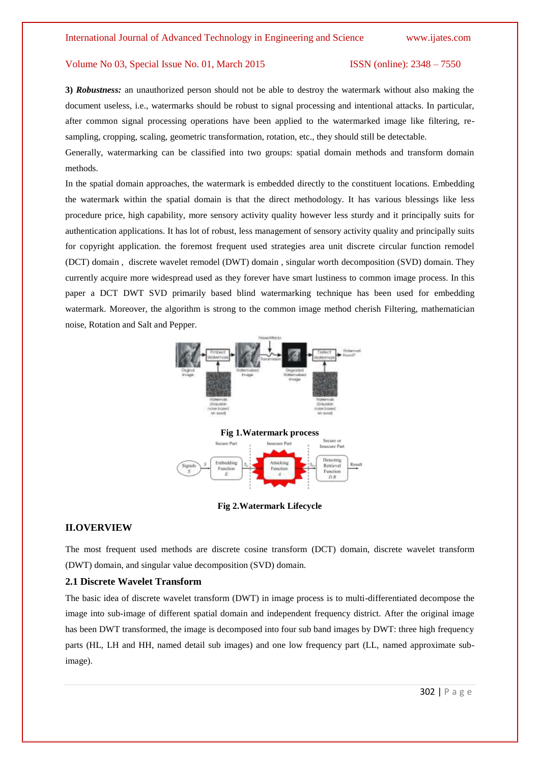**3)** ***Robustness:*** an unauthorized person should not be able to destroy the watermark without also making the document useless, i.e., watermarks should be robust to signal processing and intentional attacks. In particular, after common signal processing operations have been applied to the watermarked image like filtering, re-sampling, cropping, scaling, geometric transformation, rotation, etc., they should still be detectable.

Generally, watermarking can be classified into two groups: spatial domain methods and transform domain methods.

In the spatial domain approaches, the watermark is embedded directly to the constituent locations. Embedding the watermark within the spatial domain is that the direct methodology. It has various blessings like less procedure price, high capability, more sensory activity quality however less sturdy and it principally suits for authentication applications. It has lot of robust, less management of sensory activity quality and principally suits for copyright application. the foremost frequent used strategies area unit discrete circular function remodel (DCT) domain , discrete wavelet remodel (DWT) domain , singular worth decomposition (SVD) domain. They currently acquire more widespread used as they forever have smart lustiness to common image process. In this paper a DCT DWT SVD primarily based blind watermarking technique has been used for embedding watermark. Moreover, the algorithm is strong to the common image method cherish Filtering, mathematician noise, Rotation and Salt and Pepper.

**Fig 1.Watermark process**

**Fig 2.Watermark Lifecycle**

## II.OVERVIEW

The most frequent used methods are discrete cosine transform (DCT) domain, discrete wavelet transform (DWT) domain, and singular value decomposition (SVD) domain.

### 2.1 Discrete Wavelet Transform

The basic idea of discrete wavelet transform (DWT) in image process is to multi-differentiated decompose the image into sub-image of different spatial domain and independent frequency district. After the original image has been DWT transformed, the image is decomposed into four sub band images by DWT: three high frequency parts (HL, LH and HH, named detail sub images) and one low frequency part (LL, named approximate sub-image).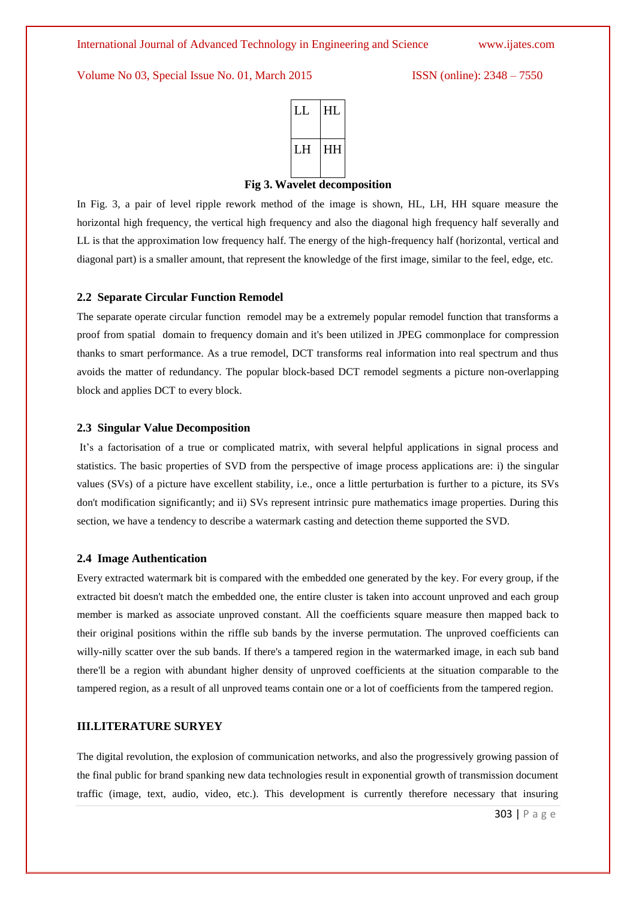| LL | HL |
|---|---|
| LH | HH |

**Fig 3. Wavelet decomposition**

In Fig. 3, a pair of level ripple rework method of the image is shown, HL, LH, HH square measure the horizontal high frequency, the vertical high frequency and also the diagonal high frequency half severally and LL is that the approximation low frequency half. The energy of the high-frequency half (horizontal, vertical and diagonal part) is a smaller amount, that represent the knowledge of the first image, similar to the feel, edge, etc.

### 2.2 Separate Circular Function Remodel

The separate operate circular function remodel may be a extremely popular remodel function that transforms a proof from spatial domain to frequency domain and it's been utilized in JPEG commonplace for compression thanks to smart performance. As a true remodel, DCT transforms real information into real spectrum and thus avoids the matter of redundancy. The popular block-based DCT remodel segments a picture non-overlapping block and applies DCT to every block.

### 2.3 Singular Value Decomposition

It's a factorisation of a true or complicated matrix, with several helpful applications in signal process and statistics. The basic properties of SVD from the perspective of image process applications are: i) the singular values (SVs) of a picture have excellent stability, i.e., once a little perturbation is further to a picture, its SVs don't modification significantly; and ii) SVs represent intrinsic pure mathematics image properties. During this section, we have a tendency to describe a watermark casting and detection theme supported the SVD.

### 2.4 Image Authentication

Every extracted watermark bit is compared with the embedded one generated by the key. For every group, if the extracted bit doesn't match the embedded one, the entire cluster is taken into account unproved and each group member is marked as associate unproved constant. All the coefficients square measure then mapped back to their original positions within the riffle sub bands by the inverse permutation. The unproved coefficients can willy-nilly scatter over the sub bands. If there's a tampered region in the watermarked image, in each sub band there'll be a region with abundant higher density of unproved coefficients at the situation comparable to the tampered region, as a result of all unproved teams contain one or a lot of coefficients from the tampered region.

## III.LITERATURE SURYEY

The digital revolution, the explosion of communication networks, and also the progressively growing passion of the final public for brand spanking new data technologies result in exponential growth of transmission document traffic (image, text, audio, video, etc.). This development is currently therefore necessary that insuring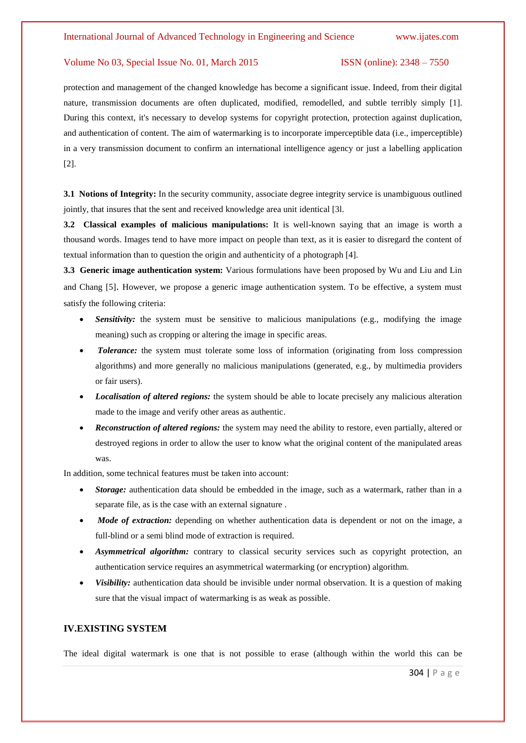protection and management of the changed knowledge has become a significant issue. Indeed, from their digital nature, transmission documents are often duplicated, modified, remodelled, and subtle terribly simply [1]. During this context, it's necessary to develop systems for copyright protection, protection against duplication, and authentication of content. The aim of watermarking is to incorporate imperceptible data (i.e., imperceptible) in a very transmission document to confirm an international intelligence agency or just a labelling application [2].

**3.1 Notions of Integrity:** In the security community, associate degree integrity service is unambiguous outlined jointly, that insures that the sent and received knowledge area unit identical [3l.

**3.2 Classical examples of malicious manipulations:** It is well-known saying that an image is worth a thousand words. Images tend to have more impact on people than text, as it is easier to disregard the content of textual information than to question the origin and authenticity of a photograph [4].

**3.3 Generic image authentication system:** Various formulations have been proposed by Wu and Liu and Lin and Chang [5]. However, we propose a generic image authentication system. To be effective, a system must satisfy the following criteria:

- ***Sensitivity:*** the system must be sensitive to malicious manipulations (e.g., modifying the image meaning) such as cropping or altering the image in specific areas.
- ***Tolerance:*** the system must tolerate some loss of information (originating from loss compression algorithms) and more generally no malicious manipulations (generated, e.g., by multimedia providers or fair users).
- ***Localisation of altered regions:*** the system should be able to locate precisely any malicious alteration made to the image and verify other areas as authentic.
- ***Reconstruction of altered regions:*** the system may need the ability to restore, even partially, altered or destroyed regions in order to allow the user to know what the original content of the manipulated areas was.

In addition, some technical features must be taken into account:

- ***Storage:*** authentication data should be embedded in the image, such as a watermark, rather than in a separate file, as is the case with an external signature .
- ***Mode of extraction:*** depending on whether authentication data is dependent or not on the image, a full-blind or a semi blind mode of extraction is required.
- ***Asymmetrical algorithm:*** contrary to classical security services such as copyright protection, an authentication service requires an asymmetrical watermarking (or encryption) algorithm.
- ***Visibility:*** authentication data should be invisible under normal observation. It is a question of making sure that the visual impact of watermarking is as weak as possible.

## IV.EXISTING SYSTEM

The ideal digital watermark is one that is not possible to erase (although within the world this can be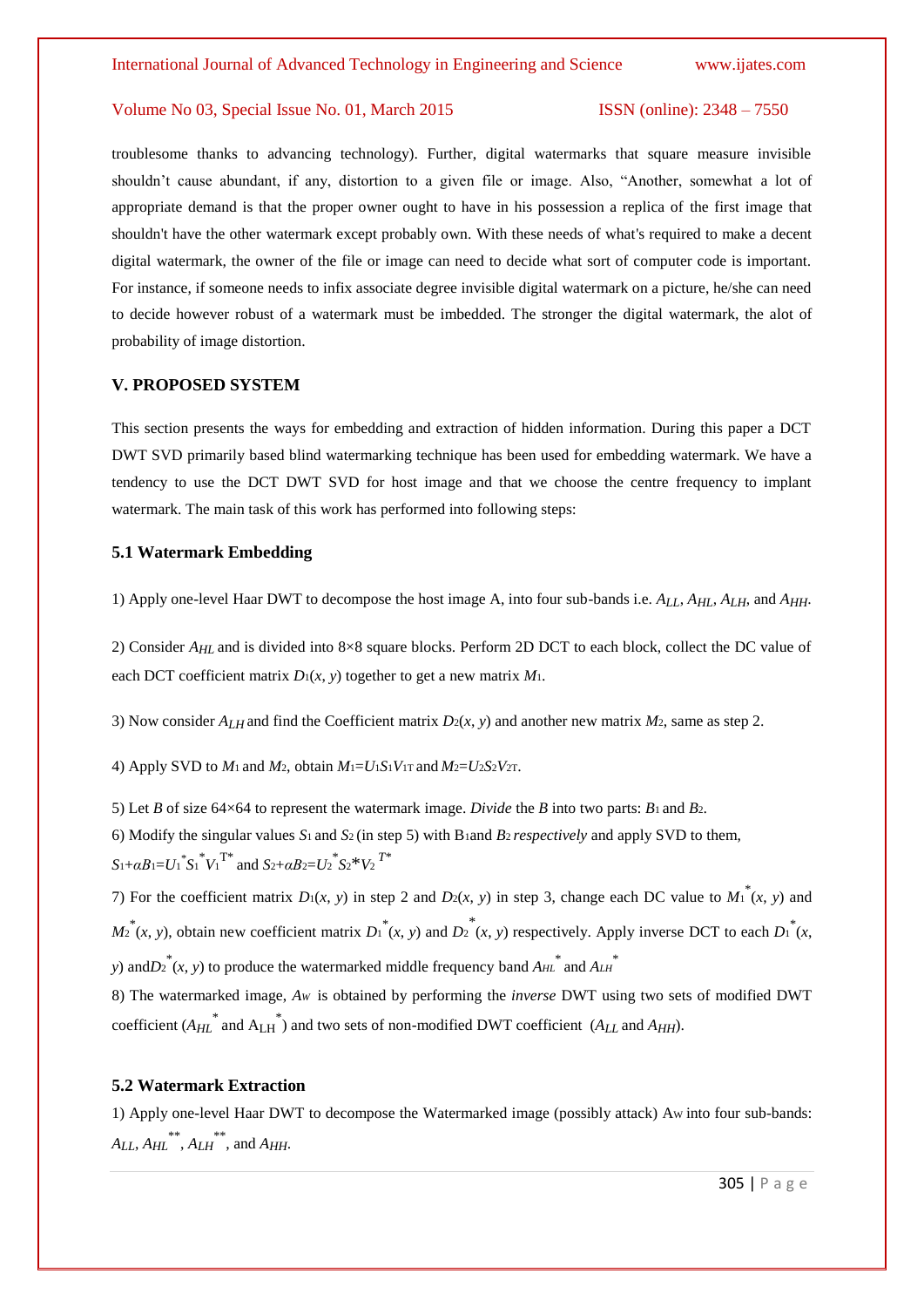troublesome thanks to advancing technology). Further, digital watermarks that square measure invisible shouldn't cause abundant, if any, distortion to a given file or image. Also, "Another, somewhat a lot of appropriate demand is that the proper owner ought to have in his possession a replica of the first image that shouldn't have the other watermark except probably own. With these needs of what's required to make a decent digital watermark, the owner of the file or image can need to decide what sort of computer code is important. For instance, if someone needs to infix associate degree invisible digital watermark on a picture, he/she can need to decide however robust of a watermark must be imbedded. The stronger the digital watermark, the alot of probability of image distortion.

## V. PROPOSED SYSTEM

This section presents the ways for embedding and extraction of hidden information. During this paper a DCT DWT SVD primarily based blind watermarking technique has been used for embedding watermark. We have a tendency to use the DCT DWT SVD for host image and that we choose the centre frequency to implant watermark. The main task of this work has performed into following steps:

### 5.1 Watermark Embedding

1) Apply one-level Haar DWT to decompose the host image A, into four sub-bands i.e. $A_{LL}$, $A_{HL}$, $A_{LH}$, and $A_{HH}$.

2) Consider $A_{HL}$ and is divided into 8×8 square blocks. Perform 2D DCT to each block, collect the DC value of each DCT coefficient matrix $D_1(x, y)$ together to get a new matrix $M_1$.

3) Now consider $A_{LH}$ and find the Coefficient matrix $D_2(x, y)$ and another new matrix $M_2$, same as step 2.

4) Apply SVD to $M_1$ and $M_2$, obtain $M_1=U_1S_1V_{1T}$ and $M_2=U_2S_2V_{2T}$.

5) Let $B$ of size 64×64 to represent the watermark image. *Divide* the $B$ into two parts: $B_1$ and $B_2$.

6) Modify the singular values $S_1$ and $S_2$ (in step 5) with $B_1$and $B_2$ *respectively* and apply SVD to them, $S_1+\alpha B_1=U_1^*S_1^*V_1^{T*}$ and $S_2+\alpha B_2=U_2^*S_2*V_2^{T*}$

7) For the coefficient matrix $D_1(x, y)$ in step 2 and $D_2(x, y)$ in step 3, change each DC value to $M_1^*(x, y)$ and $M_2^*(x, y)$, obtain new coefficient matrix $D_1^*(x, y)$ and $D_2^*(x, y)$ respectively. Apply inverse DCT to each $D_1^*(x, y)$ and$D_2^*(x, y)$ to produce the watermarked middle frequency band $A_{HL}^*$ and $A_{LH}^*$

8) The watermarked image, $A_W$ is obtained by performing the *inverse* DWT using two sets of modified DWT coefficient ($A_{HL}^*$ and $A_{LH}^*$) and two sets of non-modified DWT coefficient ($A_{LL}$ and $A_{HH}$).

### 5.2 Watermark Extraction

1) Apply one-level Haar DWT to decompose the Watermarked image (possibly attack) $A_W$ into four sub-bands: $A_{LL}$, $A_{HL}^{**}$, $A_{LH}^{**}$, and $A_{HH}$.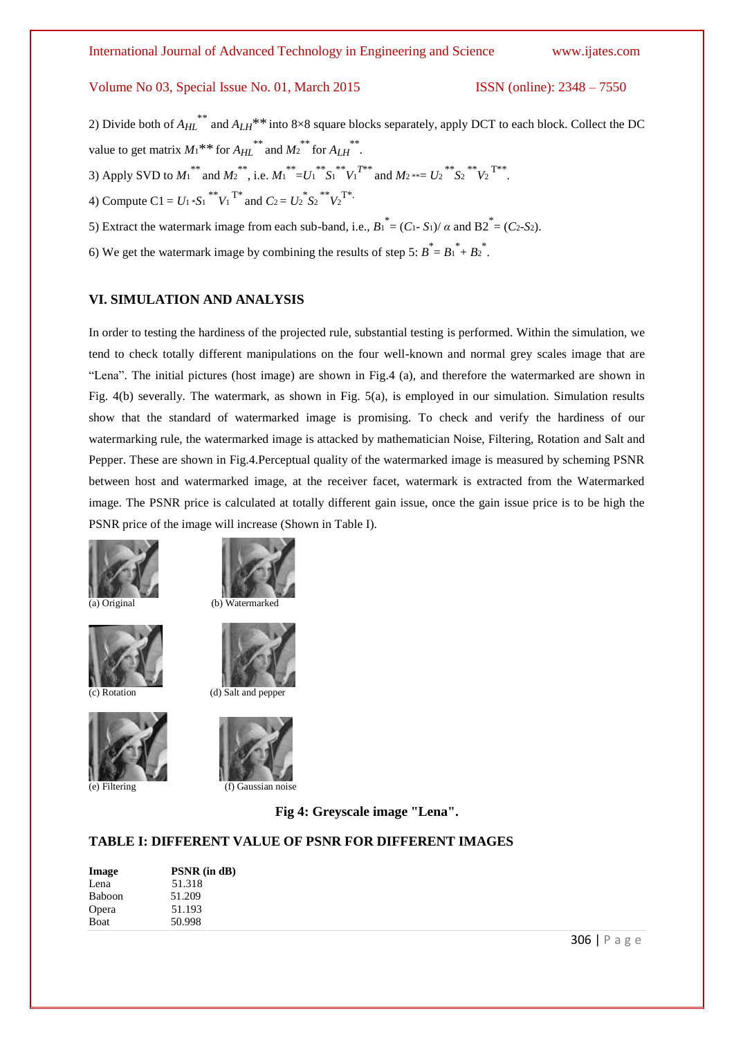2) Divide both of $A_{HL}^{**}$ and $A_{LH}^{**}$ into 8×8 square blocks separately, apply DCT to each block. Collect the DC value to get matrix $M_1^{**}$ for $A_{HL}^{**}$ and $M_2^{**}$ for $A_{LH}^{**}$.

3) Apply SVD to $M_1^{**}$ and $M_2^{**}$, i.e. $M_1^{**}=U_1^{**}S_1^{**}V_1^{T**}$ and $M_2^{**}= U_2^{**}S_2^{**}V_2^{T**}$.

4) Compute $C1 = U_1{}^{*}S_1^{**}V_1^{T*}$ and $C_2 = U_2^{*}S_2^{**}V_2^{T*}$.

5) Extract the watermark image from each sub-band, i.e., $B_1^{*} = (C_1- S_1)/ \alpha$ and $B2^{*} = (C_2-S_2)$.

6) We get the watermark image by combining the results of step 5: $B^{*} = B_1^{*} + B_2^{*}$.

## VI. SIMULATION AND ANALYSIS

In order to testing the hardiness of the projected rule, substantial testing is performed. Within the simulation, we tend to check totally different manipulations on the four well-known and normal grey scales image that are "Lena". The initial pictures (host image) are shown in Fig.4 (a), and therefore the watermarked are shown in Fig. 4(b) severally. The watermark, as shown in Fig. 5(a), is employed in our simulation. Simulation results show that the standard of watermarked image is promising. To check and verify the hardiness of our watermarking rule, the watermarked image is attacked by mathematician Noise, Filtering, Rotation and Salt and Pepper. These are shown in Fig.4.Perceptual quality of the watermarked image is measured by scheming PSNR between host and watermarked image, at the receiver facet, watermark is extracted from the Watermarked image. The PSNR price is calculated at totally different gain issue, once the gain issue price is to be high the PSNR price of the image will increase (Shown in Table I).

(a) Original (b) Watermarked

(c) Rotation (d) Salt and pepper

(e) Filtering (f) Gaussian noise

**Fig 4: Greyscale image "Lena".**

**TABLE I: DIFFERENT VALUE OF PSNR FOR DIFFERENT IMAGES**

| Image | PSNR (in dB) |
|---|---|
| Lena | 51.318 |
| Baboon | 51.209 |
| Opera | 51.193 |
| Boat | 50.998 |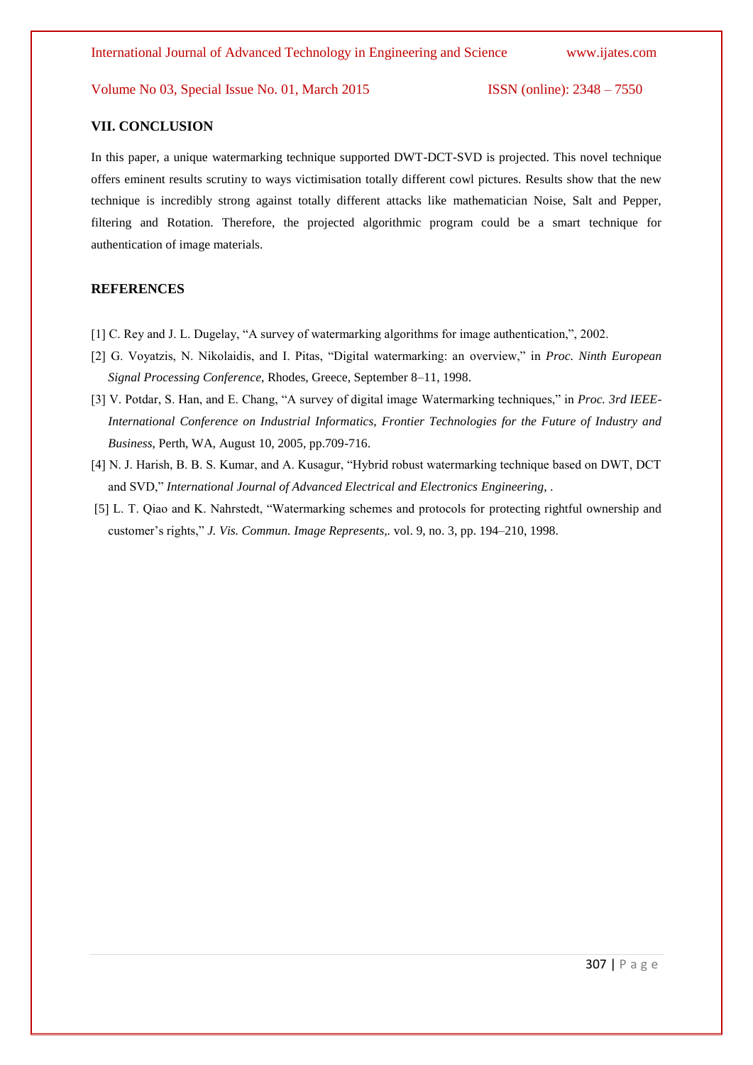## VII. CONCLUSION

In this paper, a unique watermarking technique supported DWT-DCT-SVD is projected. This novel technique offers eminent results scrutiny to ways victimisation totally different cowl pictures. Results show that the new technique is incredibly strong against totally different attacks like mathematician Noise, Salt and Pepper, filtering and Rotation. Therefore, the projected algorithmic program could be a smart technique for authentication of image materials.

## REFERENCES

[1] C. Rey and J. L. Dugelay, "A survey of watermarking algorithms for image authentication,", 2002.

[2] G. Voyatzis, N. Nikolaidis, and I. Pitas, "Digital watermarking: an overview," in *Proc. Ninth European Signal Processing Conference*, Rhodes, Greece, September 8–11, 1998.

[3] V. Potdar, S. Han, and E. Chang, "A survey of digital image Watermarking techniques," in *Proc. 3rd IEEE-International Conference on Industrial Informatics, Frontier Technologies for the Future of Industry and Business*, Perth, WA, August 10, 2005, pp.709-716.

[4] N. J. Harish, B. B. S. Kumar, and A. Kusagur, "Hybrid robust watermarking technique based on DWT, DCT and SVD," *International Journal of Advanced Electrical and Electronics Engineering*, .

[5] L. T. Qiao and K. Nahrstedt, "Watermarking schemes and protocols for protecting rightful ownership and customer's rights," *J. Vis. Commun. Image Represents,*. vol. 9, no. 3, pp. 194–210, 1998.